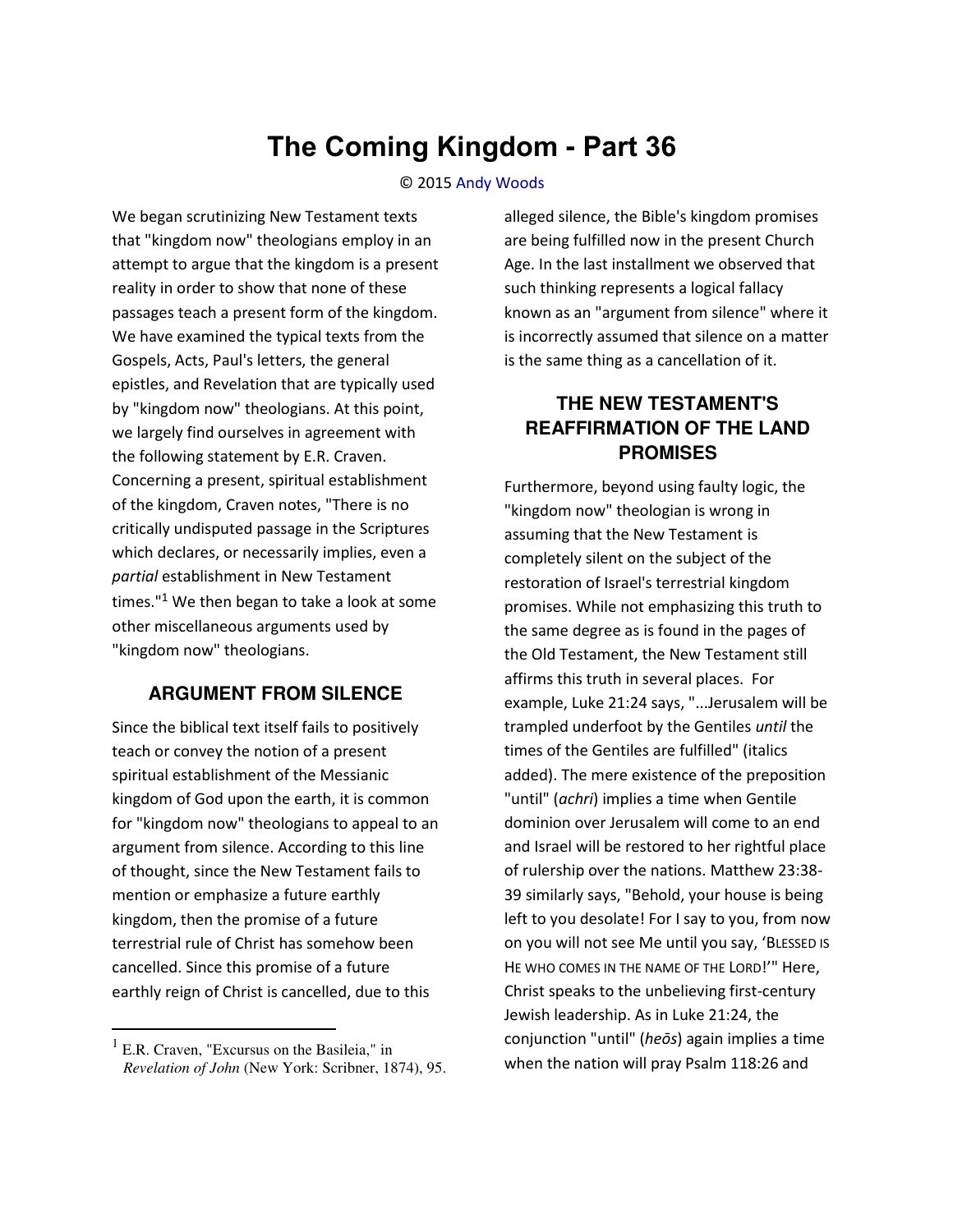# The Coming Kingdom - Part 36

© 2015 Andy Woods

We began scrutinizing New Testament texts that "kingdom now" theologians employ in an attempt to argue that the kingdom is a present reality in order to show that none of these passages teach a present form of the kingdom. We have examined the typical texts from the Gospels, Acts, Paul's letters, the general epistles, and Revelation that are typically used by "kingdom now" theologians. At this point, we largely find ourselves in agreement with the following statement by E.R. Craven. Concerning a present, spiritual establishment of the kingdom, Craven notes, "There is no critically undisputed passage in the Scriptures which declares, or necessarily implies, even a *partial* establishment in New Testament times."[1] We then began to take a look at some other miscellaneous arguments used by "kingdom now" theologians.

## ARGUMENT FROM SILENCE

Since the biblical text itself fails to positively teach or convey the notion of a present spiritual establishment of the Messianic kingdom of God upon the earth, it is common for "kingdom now" theologians to appeal to an argument from silence. According to this line of thought, since the New Testament fails to mention or emphasize a future earthly kingdom, then the promise of a future terrestrial rule of Christ has somehow been cancelled. Since this promise of a future earthly reign of Christ is cancelled, due to this alleged silence, the Bible's kingdom promises are being fulfilled now in the present Church Age. In the last installment we observed that such thinking represents a logical fallacy known as an "argument from silence" where it is incorrectly assumed that silence on a matter is the same thing as a cancellation of it.

## THE NEW TESTAMENT'S REAFFIRMATION OF THE LAND PROMISES

Furthermore, beyond using faulty logic, the "kingdom now" theologian is wrong in assuming that the New Testament is completely silent on the subject of the restoration of Israel's terrestrial kingdom promises. While not emphasizing this truth to the same degree as is found in the pages of the Old Testament, the New Testament still affirms this truth in several places. For example, Luke 21:24 says, "...Jerusalem will be trampled underfoot by the Gentiles *until* the times of the Gentiles are fulfilled" (italics added). The mere existence of the preposition "until" (*achri*) implies a time when Gentile dominion over Jerusalem will come to an end and Israel will be restored to her rightful place of rulership over the nations. Matthew 23:38-39 similarly says, "Behold, your house is being left to you desolate! For I say to you, from now on you will not see Me until you say, 'BLESSED IS HE WHO COMES IN THE NAME OF THE LORD!'" Here, Christ speaks to the unbelieving first-century Jewish leadership. As in Luke 21:24, the conjunction "until" (*heōs*) again implies a time when the nation will pray Psalm 118:26 and

---

[1] E.R. Craven, "Excursus on the Basileia," in *Revelation of John* (New York: Scribner, 1874), 95.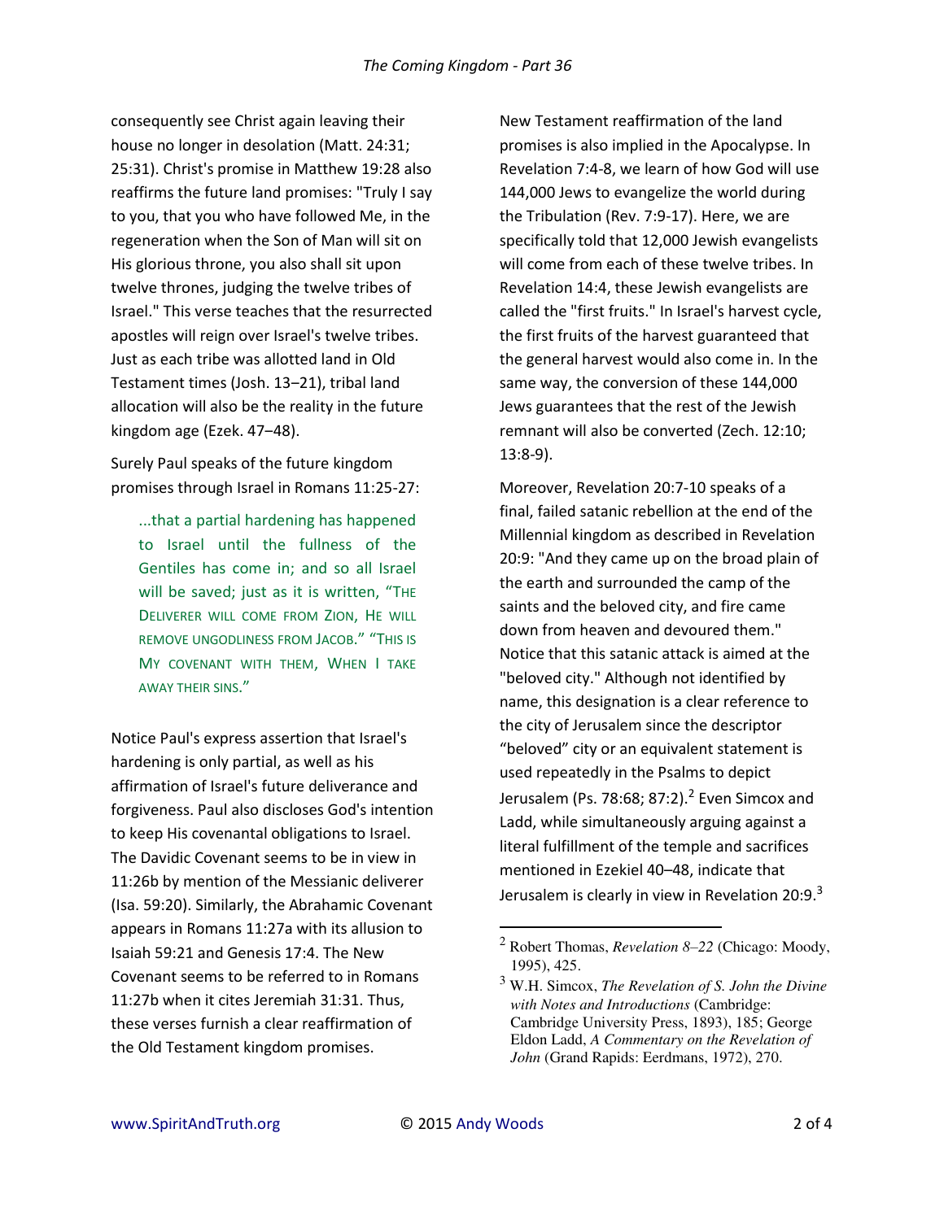consequently see Christ again leaving their house no longer in desolation (Matt. 24:31; 25:31). Christ's promise in Matthew 19:28 also reaffirms the future land promises: "Truly I say to you, that you who have followed Me, in the regeneration when the Son of Man will sit on His glorious throne, you also shall sit upon twelve thrones, judging the twelve tribes of Israel." This verse teaches that the resurrected apostles will reign over Israel's twelve tribes. Just as each tribe was allotted land in Old Testament times (Josh. 13–21), tribal land allocation will also be the reality in the future kingdom age (Ezek. 47–48).

Surely Paul speaks of the future kingdom promises through Israel in Romans 11:25-27:

> ...that a partial hardening has happened to Israel until the fullness of the Gentiles has come in; and so all Israel will be saved; just as it is written, "THE DELIVERER WILL COME FROM ZION, HE WILL REMOVE UNGODLINESS FROM JACOB." "THIS IS MY COVENANT WITH THEM, WHEN I TAKE AWAY THEIR SINS."

Notice Paul's express assertion that Israel's hardening is only partial, as well as his affirmation of Israel's future deliverance and forgiveness. Paul also discloses God's intention to keep His covenantal obligations to Israel. The Davidic Covenant seems to be in view in 11:26b by mention of the Messianic deliverer (Isa. 59:20). Similarly, the Abrahamic Covenant appears in Romans 11:27a with its allusion to Isaiah 59:21 and Genesis 17:4. The New Covenant seems to be referred to in Romans 11:27b when it cites Jeremiah 31:31. Thus, these verses furnish a clear reaffirmation of the Old Testament kingdom promises.

New Testament reaffirmation of the land promises is also implied in the Apocalypse. In Revelation 7:4-8, we learn of how God will use 144,000 Jews to evangelize the world during the Tribulation (Rev. 7:9-17). Here, we are specifically told that 12,000 Jewish evangelists will come from each of these twelve tribes. In Revelation 14:4, these Jewish evangelists are called the "first fruits." In Israel's harvest cycle, the first fruits of the harvest guaranteed that the general harvest would also come in. In the same way, the conversion of these 144,000 Jews guarantees that the rest of the Jewish remnant will also be converted (Zech. 12:10; 13:8-9).

Moreover, Revelation 20:7-10 speaks of a final, failed satanic rebellion at the end of the Millennial kingdom as described in Revelation 20:9: "And they came up on the broad plain of the earth and surrounded the camp of the saints and the beloved city, and fire came down from heaven and devoured them." Notice that this satanic attack is aimed at the "beloved city." Although not identified by name, this designation is a clear reference to the city of Jerusalem since the descriptor "beloved" city or an equivalent statement is used repeatedly in the Psalms to depict Jerusalem (Ps. 78:68; 87:2).[2] Even Simcox and Ladd, while simultaneously arguing against a literal fulfillment of the temple and sacrifices mentioned in Ezekiel 40–48, indicate that Jerusalem is clearly in view in Revelation 20:9.[3]

---

[2] Robert Thomas, *Revelation 8–22* (Chicago: Moody, 1995), 425.

[3] W.H. Simcox, *The Revelation of S. John the Divine with Notes and Introductions* (Cambridge: Cambridge University Press, 1893), 185; George Eldon Ladd, *A Commentary on the Revelation of John* (Grand Rapids: Eerdmans, 1972), 270.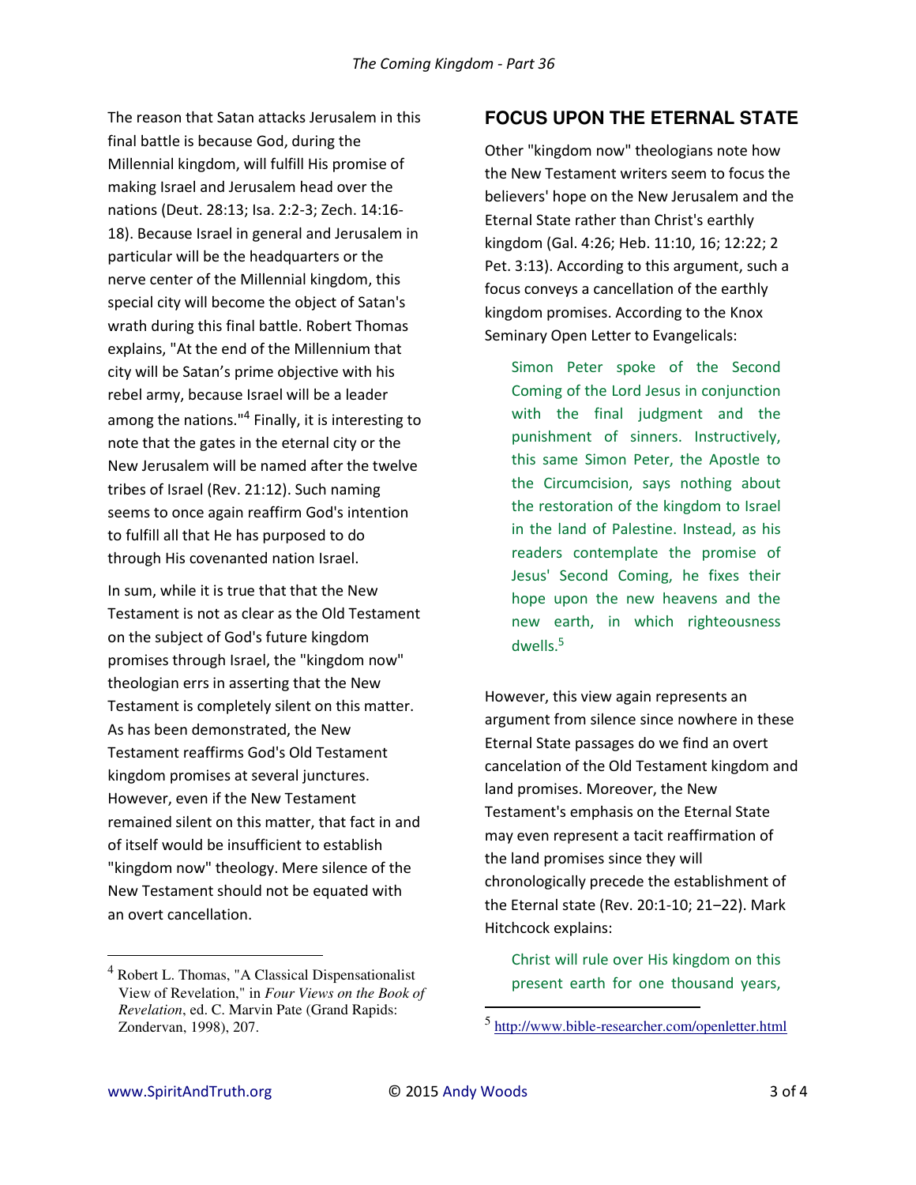The reason that Satan attacks Jerusalem in this final battle is because God, during the Millennial kingdom, will fulfill His promise of making Israel and Jerusalem head over the nations (Deut. 28:13; Isa. 2:2-3; Zech. 14:16-18). Because Israel in general and Jerusalem in particular will be the headquarters or the nerve center of the Millennial kingdom, this special city will become the object of Satan's wrath during this final battle. Robert Thomas explains, "At the end of the Millennium that city will be Satan's prime objective with his rebel army, because Israel will be a leader among the nations."[4] Finally, it is interesting to note that the gates in the eternal city or the New Jerusalem will be named after the twelve tribes of Israel (Rev. 21:12). Such naming seems to once again reaffirm God's intention to fulfill all that He has purposed to do through His covenanted nation Israel.

In sum, while it is true that that the New Testament is not as clear as the Old Testament on the subject of God's future kingdom promises through Israel, the "kingdom now" theologian errs in asserting that the New Testament is completely silent on this matter. As has been demonstrated, the New Testament reaffirms God's Old Testament kingdom promises at several junctures. However, even if the New Testament remained silent on this matter, that fact in and of itself would be insufficient to establish "kingdom now" theology. Mere silence of the New Testament should not be equated with an overt cancellation.

## FOCUS UPON THE ETERNAL STATE

Other "kingdom now" theologians note how the New Testament writers seem to focus the believers' hope on the New Jerusalem and the Eternal State rather than Christ's earthly kingdom (Gal. 4:26; Heb. 11:10, 16; 12:22; 2 Pet. 3:13). According to this argument, such a focus conveys a cancellation of the earthly kingdom promises. According to the Knox Seminary Open Letter to Evangelicals:

> Simon Peter spoke of the Second Coming of the Lord Jesus in conjunction with the final judgment and the punishment of sinners. Instructively, this same Simon Peter, the Apostle to the Circumcision, says nothing about the restoration of the kingdom to Israel in the land of Palestine. Instead, as his readers contemplate the promise of Jesus' Second Coming, he fixes their hope upon the new heavens and the new earth, in which righteousness dwells.[5]

However, this view again represents an argument from silence since nowhere in these Eternal State passages do we find an overt cancelation of the Old Testament kingdom and land promises. Moreover, the New Testament's emphasis on the Eternal State may even represent a tacit reaffirmation of the land promises since they will chronologically precede the establishment of the Eternal state (Rev. 20:1-10; 21–22). Mark Hitchcock explains:

> Christ will rule over His kingdom on this present earth for one thousand years,

---

[4] Robert L. Thomas, "A Classical Dispensationalist View of Revelation," in *Four Views on the Book of Revelation*, ed. C. Marvin Pate (Grand Rapids: Zondervan, 1998), 207.

[5] http://www.bible-researcher.com/openletter.html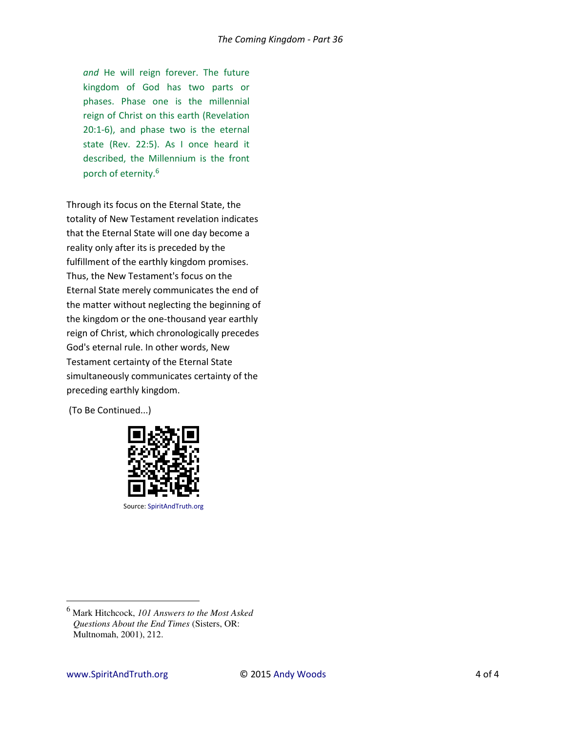> *and* He will reign forever. The future kingdom of God has two parts or phases. Phase one is the millennial reign of Christ on this earth (Revelation 20:1-6), and phase two is the eternal state (Rev. 22:5). As I once heard it described, the Millennium is the front porch of eternity.[6]

Through its focus on the Eternal State, the totality of New Testament revelation indicates that the Eternal State will one day become a reality only after its is preceded by the fulfillment of the earthly kingdom promises. Thus, the New Testament's focus on the Eternal State merely communicates the end of the matter without neglecting the beginning of the kingdom or the one-thousand year earthly reign of Christ, which chronologically precedes God's eternal rule. In other words, New Testament certainty of the Eternal State simultaneously communicates certainty of the preceding earthly kingdom.

(To Be Continued...)

Source: SpiritAndTruth.org

---

[6] Mark Hitchcock, *101 Answers to the Most Asked Questions About the End Times* (Sisters, OR: Multnomah, 2001), 212.